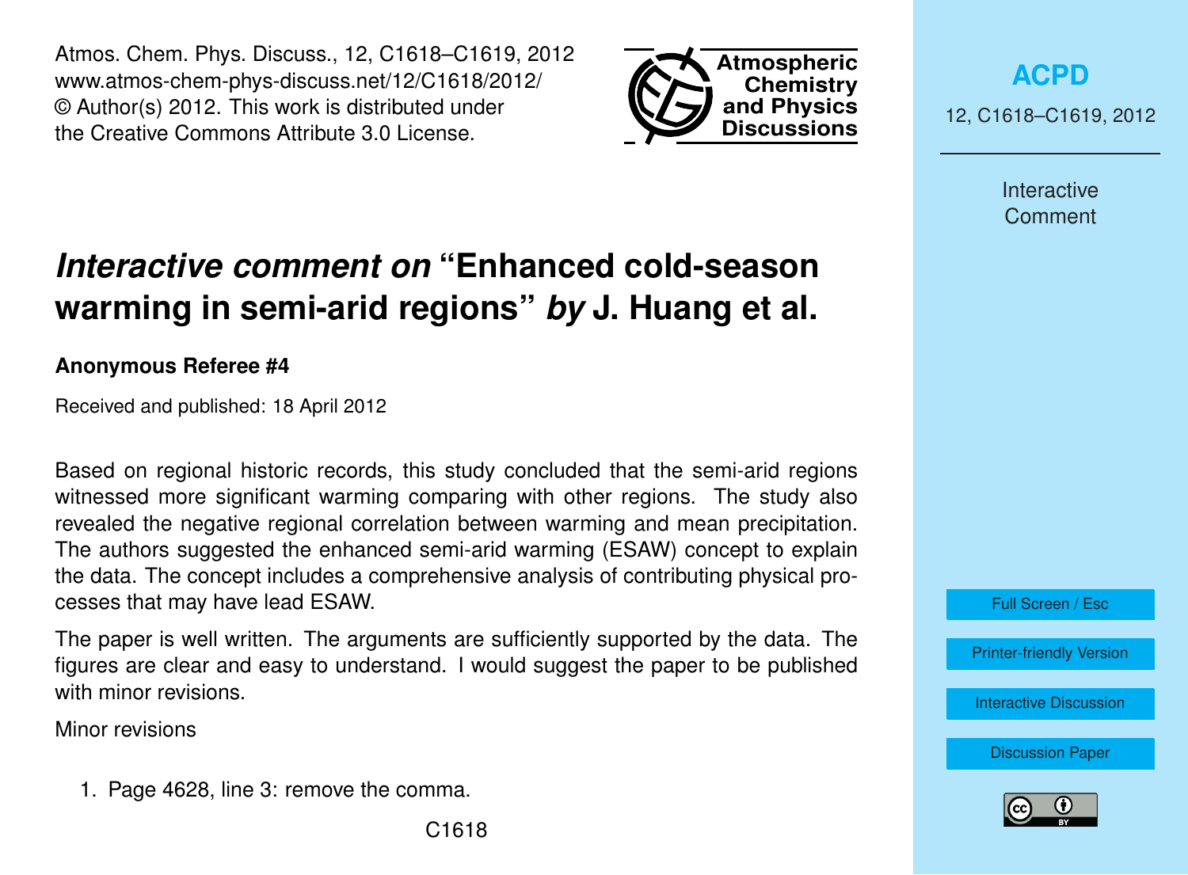Atmos. Chem. Phys. Discuss., 12, C1618–C1619, 2012
www.atmos-chem-phys-discuss.net/12/C1618/2012/
© Author(s) 2012. This work is distributed under
the Creative Commons Attribute 3.0 License.

# *Interactive comment on* "Enhanced cold-season warming in semi-arid regions" *by* J. Huang et al.

**Anonymous Referee #4**

Received and published: 18 April 2012

Based on regional historic records, this study concluded that the semi-arid regions witnessed more significant warming comparing with other regions. The study also revealed the negative regional correlation between warming and mean precipitation. The authors suggested the enhanced semi-arid warming (ESAW) concept to explain the data. The concept includes a comprehensive analysis of contributing physical processes that may have lead ESAW.

The paper is well written. The arguments are sufficiently supported by the data. The figures are clear and easy to understand. I would suggest the paper to be published with minor revisions.

Minor revisions

1. Page 4628, line 3: remove the comma.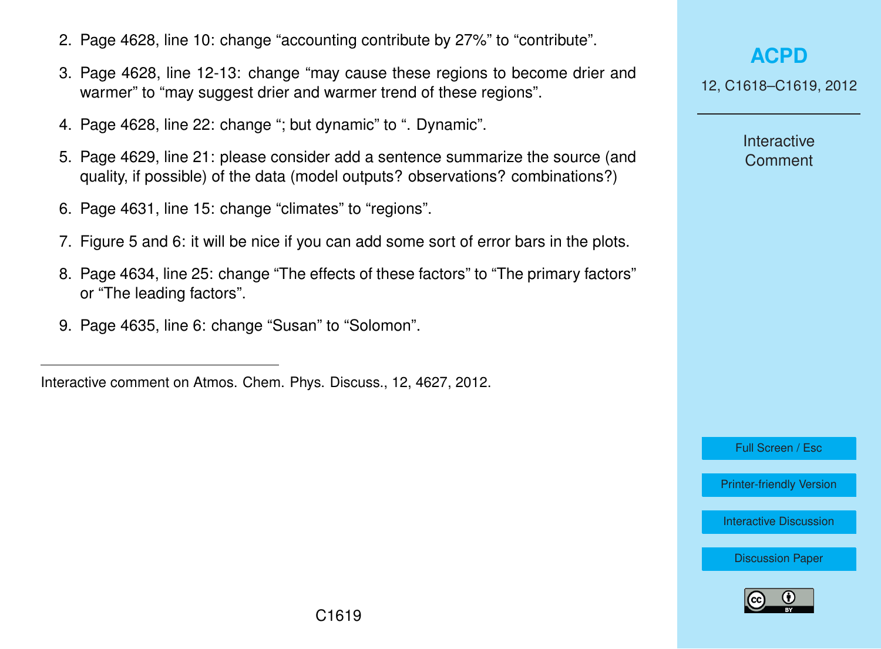2. Page 4628, line 10: change “accounting contribute by 27%” to “contribute”.

3. Page 4628, line 12-13: change “may cause these regions to become drier and warmer” to “may suggest drier and warmer trend of these regions”.

4. Page 4628, line 22: change “; but dynamic” to “. Dynamic”.

5. Page 4629, line 21: please consider add a sentence summarize the source (and quality, if possible) of the data (model outputs? observations? combinations?)

6. Page 4631, line 15: change “climates” to “regions”.

7. Figure 5 and 6: it will be nice if you can add some sort of error bars in the plots.

8. Page 4634, line 25: change “The effects of these factors” to “The primary factors” or “The leading factors”.

9. Page 4635, line 6: change “Susan” to “Solomon”.

---

Interactive comment on Atmos. Chem. Phys. Discuss., 12, 4627, 2012.